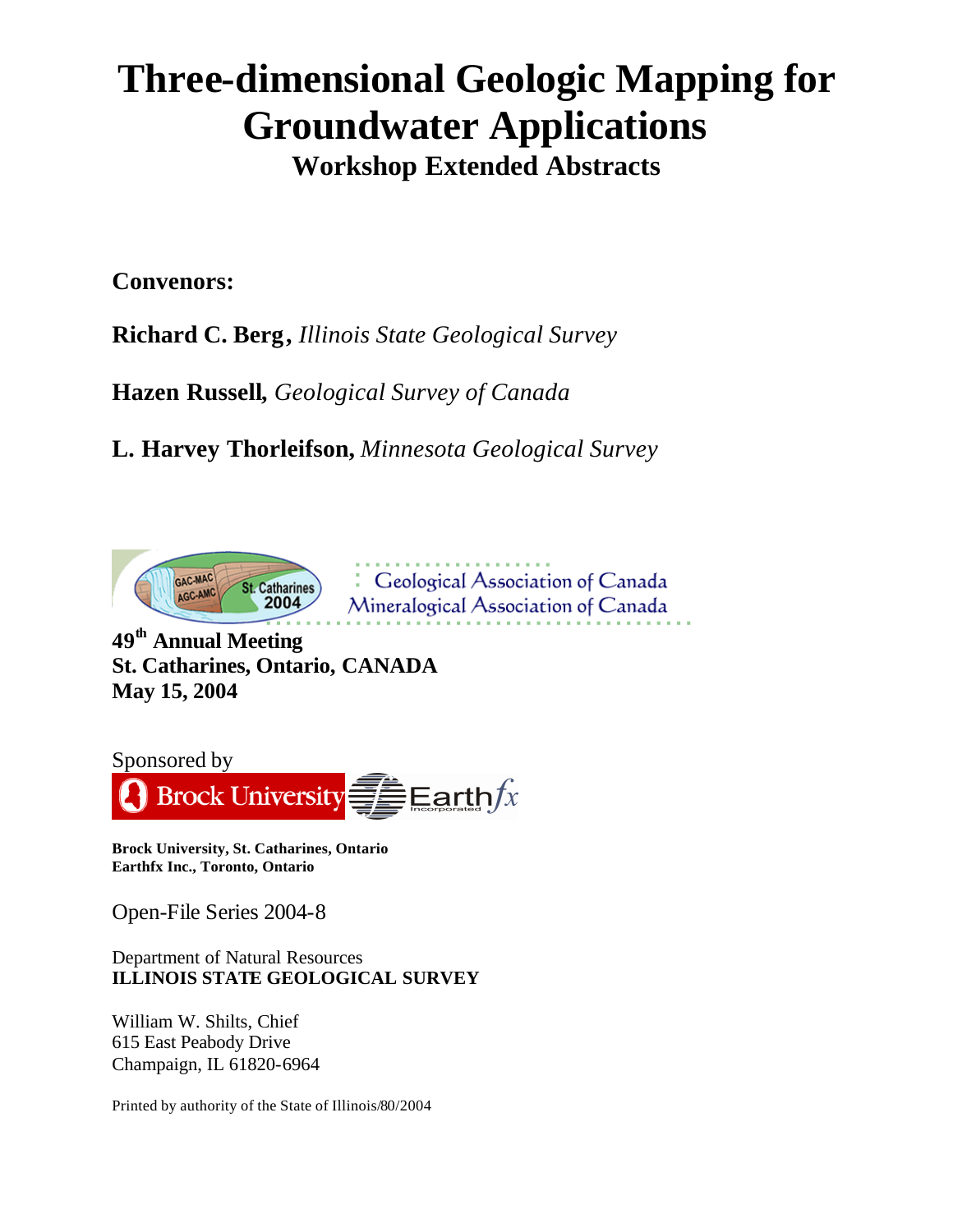# Three-dimensional Geologic Mapping for Groundwater Applications

## Workshop Extended Abstracts

**Convenors:**

**Richard C. Berg**, *Illinois State Geological Survey*

**Hazen Russell**, *Geological Survey of Canada*

**L. Harvey Thorleifson**, *Minnesota Geological Survey*

GAC-MAC AGC-AMC St. Catharines 2004

Geological Association of Canada
Mineralogical Association of Canada

**49th Annual Meeting**
**St. Catharines, Ontario, CANADA**
**May 15, 2004**

Sponsored by

Brock University Earthfx Incorporated

**Brock University, St. Catharines, Ontario**
**Earthfx Inc., Toronto, Ontario**

Open-File Series 2004-8

Department of Natural Resources
**ILLINOIS STATE GEOLOGICAL SURVEY**

William W. Shilts, Chief
615 East Peabody Drive
Champaign, IL 61820-6964

Printed by authority of the State of Illinois/80/2004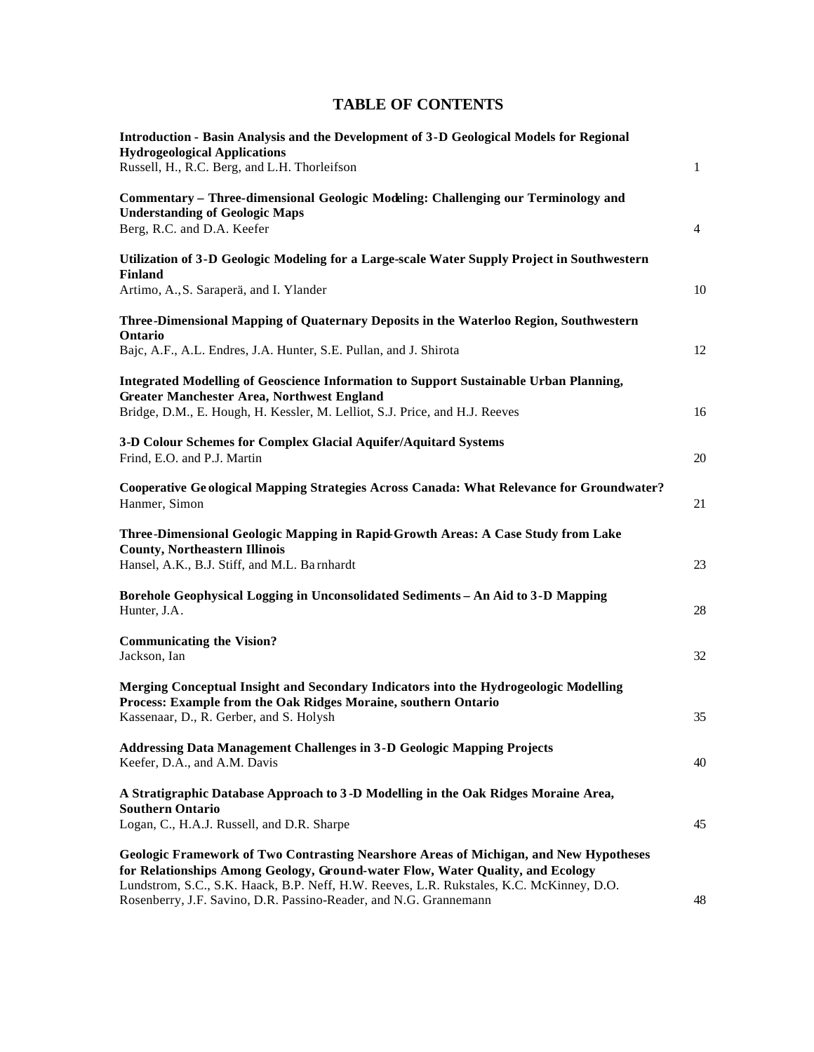# TABLE OF CONTENTS

| | |
|---|---|
| **Introduction - Basin Analysis and the Development of 3-D Geological Models for Regional Hydrogeological Applications**<br>Russell, H., R.C. Berg, and L.H. Thorleifson | 1 |
| **Commentary – Three-dimensional Geologic Modeling: Challenging our Terminology and Understanding of Geologic Maps**<br>Berg, R.C. and D.A. Keefer | 4 |
| **Utilization of 3-D Geologic Modeling for a Large-scale Water Supply Project in Southwestern Finland**<br>Artimo, A., S. Saraperä, and I. Ylander | 10 |
| **Three-Dimensional Mapping of Quaternary Deposits in the Waterloo Region, Southwestern Ontario**<br>Bajc, A.F., A.L. Endres, J.A. Hunter, S.E. Pullan, and J. Shirota | 12 |
| **Integrated Modelling of Geoscience Information to Support Sustainable Urban Planning, Greater Manchester Area, Northwest England**<br>Bridge, D.M., E. Hough, H. Kessler, M. Lelliot, S.J. Price, and H.J. Reeves | 16 |
| **3-D Colour Schemes for Complex Glacial Aquifer/Aquitard Systems**<br>Frind, E.O. and P.J. Martin | 20 |
| **Cooperative Geological Mapping Strategies Across Canada: What Relevance for Groundwater?**<br>Hanmer, Simon | 21 |
| **Three-Dimensional Geologic Mapping in Rapid-Growth Areas: A Case Study from Lake County, Northeastern Illinois**<br>Hansel, A.K., B.J. Stiff, and M.L. Barnhardt | 23 |
| **Borehole Geophysical Logging in Unconsolidated Sediments – An Aid to 3-D Mapping**<br>Hunter, J.A. | 28 |
| **Communicating the Vision?**<br>Jackson, Ian | 32 |
| **Merging Conceptual Insight and Secondary Indicators into the Hydrogeologic Modelling Process: Example from the Oak Ridges Moraine, southern Ontario**<br>Kassenaar, D., R. Gerber, and S. Holysh | 35 |
| **Addressing Data Management Challenges in 3-D Geologic Mapping Projects**<br>Keefer, D.A., and A.M. Davis | 40 |
| **A Stratigraphic Database Approach to 3-D Modelling in the Oak Ridges Moraine Area, Southern Ontario**<br>Logan, C., H.A.J. Russell, and D.R. Sharpe | 45 |
| **Geologic Framework of Two Contrasting Nearshore Areas of Michigan, and New Hypotheses for Relationships Among Geology, Ground-water Flow, Water Quality, and Ecology**<br>Lundstrom, S.C., S.K. Haack, B.P. Neff, H.W. Reeves, L.R. Rukstales, K.C. McKinney, D.O. Rosenberry, J.F. Savino, D.R. Passino-Reader, and N.G. Grannemann | 48 |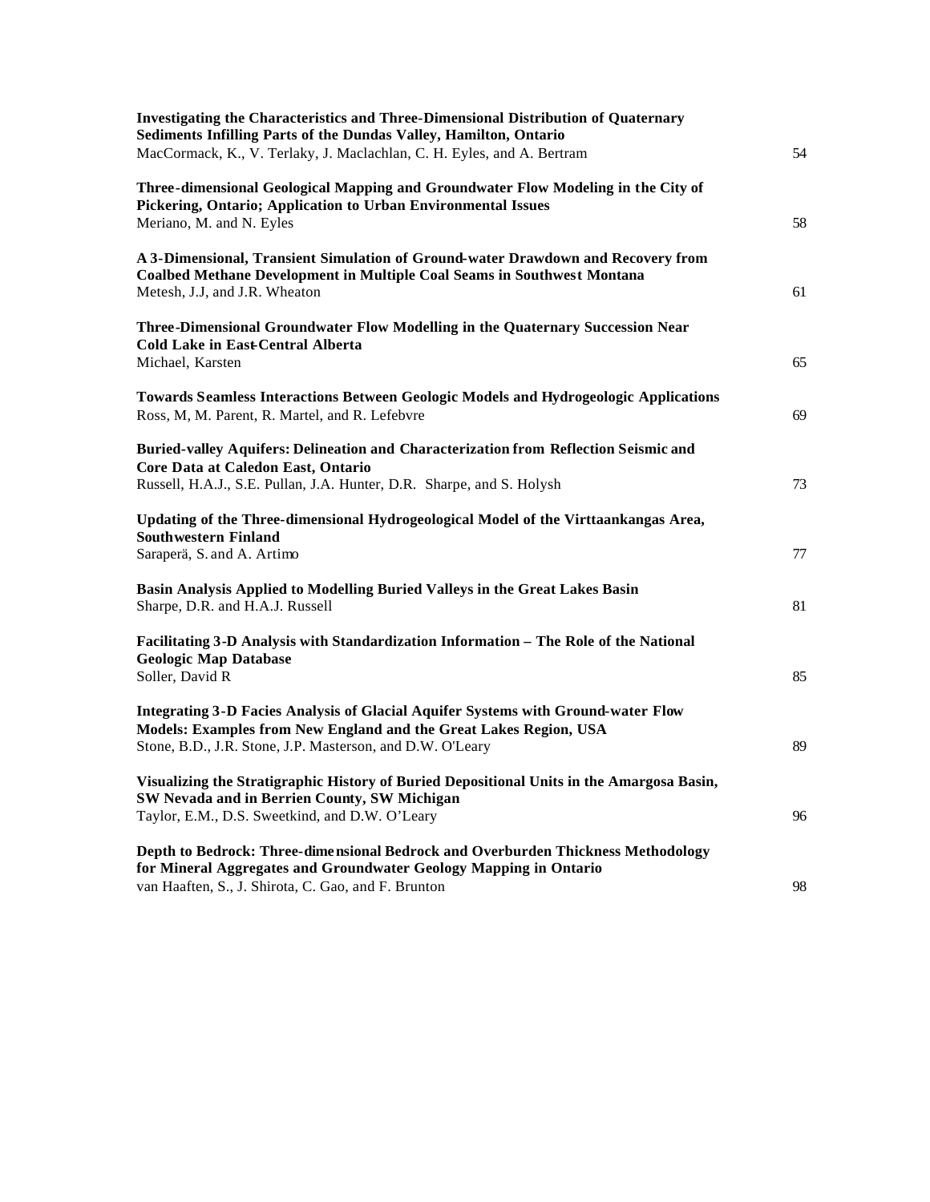**Investigating the Characteristics and Three-Dimensional Distribution of Quaternary Sediments Infilling Parts of the Dundas Valley, Hamilton, Ontario**
MacCormack, K., V. Terlaky, J. Maclachlan, C. H. Eyles, and A. Bertram 54

**Three-dimensional Geological Mapping and Groundwater Flow Modeling in the City of Pickering, Ontario; Application to Urban Environmental Issues**
Meriano, M. and N. Eyles 58

**A 3-Dimensional, Transient Simulation of Ground-water Drawdown and Recovery from Coalbed Methane Development in Multiple Coal Seams in Southwest Montana**
Metesh, J.J, and J.R. Wheaton 61

**Three-Dimensional Groundwater Flow Modelling in the Quaternary Succession Near Cold Lake in East-Central Alberta**
Michael, Karsten 65

**Towards Seamless Interactions Between Geologic Models and Hydrogeologic Applications**
Ross, M, M. Parent, R. Martel, and R. Lefebvre 69

**Buried-valley Aquifers: Delineation and Characterization from Reflection Seismic and Core Data at Caledon East, Ontario**
Russell, H.A.J., S.E. Pullan, J.A. Hunter, D.R. Sharpe, and S. Holysh 73

**Updating of the Three-dimensional Hydrogeological Model of the Virttaankangas Area, Southwestern Finland**
Saraperä, S. and A. Artimo 77

**Basin Analysis Applied to Modelling Buried Valleys in the Great Lakes Basin**
Sharpe, D.R. and H.A.J. Russell 81

**Facilitating 3-D Analysis with Standardization Information – The Role of the National Geologic Map Database**
Soller, David R 85

**Integrating 3-D Facies Analysis of Glacial Aquifer Systems with Ground-water Flow Models: Examples from New England and the Great Lakes Region, USA**
Stone, B.D., J.R. Stone, J.P. Masterson, and D.W. O'Leary 89

**Visualizing the Stratigraphic History of Buried Depositional Units in the Amargosa Basin, SW Nevada and in Berrien County, SW Michigan**
Taylor, E.M., D.S. Sweetkind, and D.W. O'Leary 96

**Depth to Bedrock: Three-dimensional Bedrock and Overburden Thickness Methodology for Mineral Aggregates and Groundwater Geology Mapping in Ontario**
van Haaften, S., J. Shirota, C. Gao, and F. Brunton 98